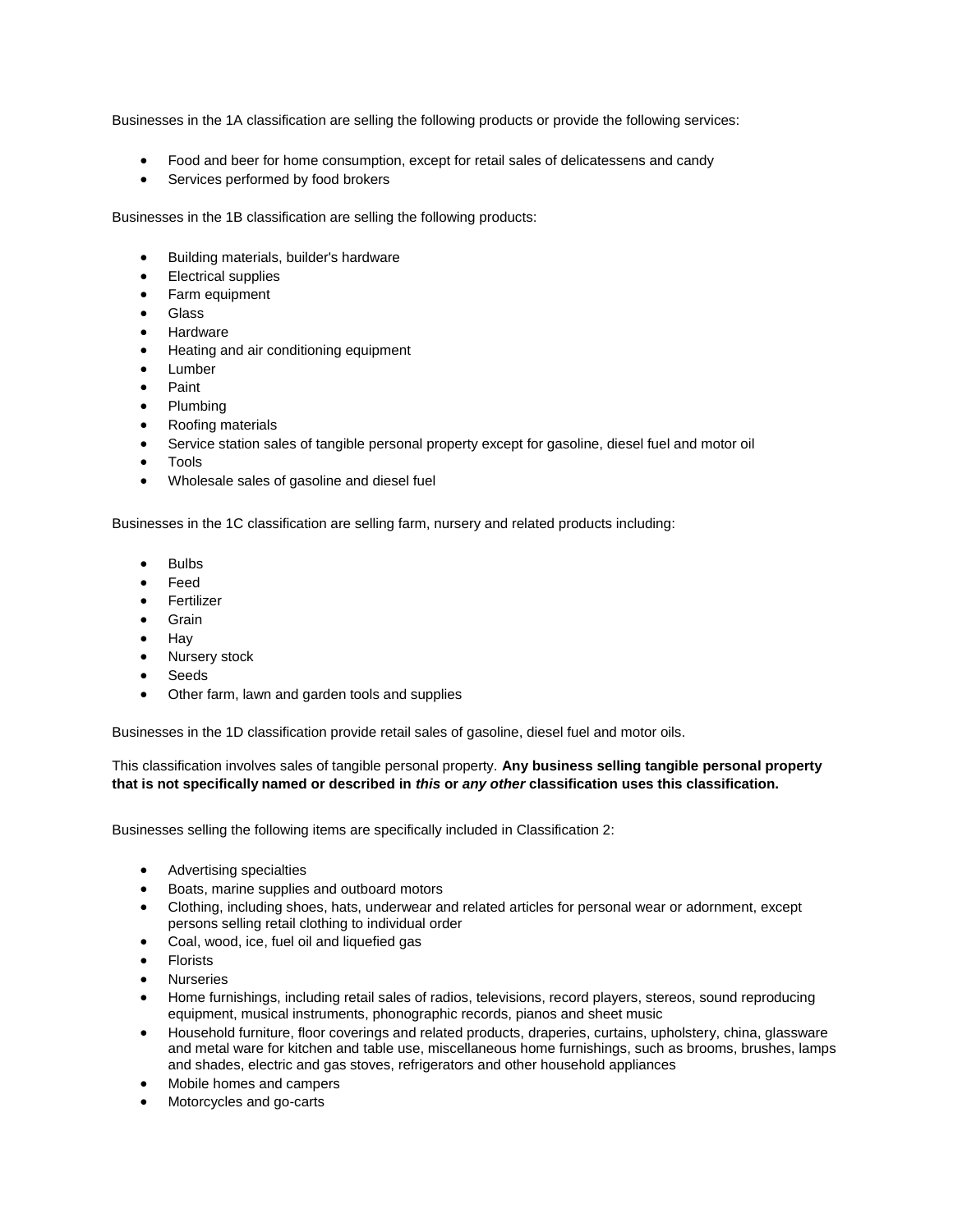Businesses in the 1A classification are selling the following products or provide the following services:

- Food and beer for home consumption, except for retail sales of delicatessens and candy
- Services performed by food brokers

Businesses in the 1B classification are selling the following products:

- Building materials, builder's hardware
- Electrical supplies
- Farm equipment
- Glass
- Hardware
- Heating and air conditioning equipment
- Lumber
- Paint
- Plumbing
- Roofing materials
- Service station sales of tangible personal property except for gasoline, diesel fuel and motor oil
- Tools
- Wholesale sales of gasoline and diesel fuel

Businesses in the 1C classification are selling farm, nursery and related products including:

- Bulbs
- Feed
- Fertilizer
- Grain
- Hay
- Nursery stock
- Seeds
- Other farm, lawn and garden tools and supplies

Businesses in the 1D classification provide retail sales of gasoline, diesel fuel and motor oils.

This classification involves sales of tangible personal property. **Any business selling tangible personal property that is not specifically named or described in *this* or *any other* classification uses this classification.**

Businesses selling the following items are specifically included in Classification 2:

- Advertising specialties
- Boats, marine supplies and outboard motors
- Clothing, including shoes, hats, underwear and related articles for personal wear or adornment, except persons selling retail clothing to individual order
- Coal, wood, ice, fuel oil and liquefied gas
- Florists
- Nurseries
- Home furnishings, including retail sales of radios, televisions, record players, stereos, sound reproducing equipment, musical instruments, phonographic records, pianos and sheet music
- Household furniture, floor coverings and related products, draperies, curtains, upholstery, china, glassware and metal ware for kitchen and table use, miscellaneous home furnishings, such as brooms, brushes, lamps and shades, electric and gas stoves, refrigerators and other household appliances
- Mobile homes and campers
- Motorcycles and go-carts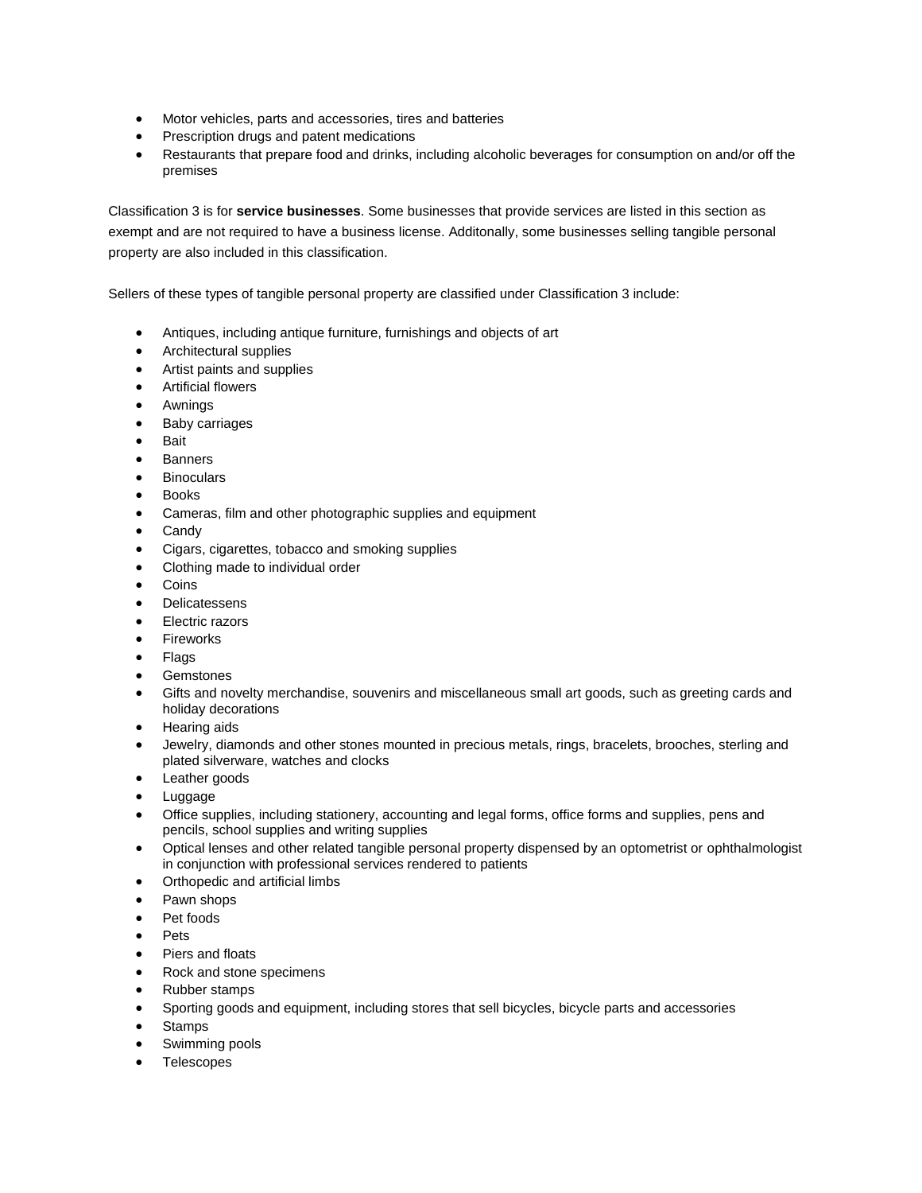- Motor vehicles, parts and accessories, tires and batteries
- Prescription drugs and patent medications
- Restaurants that prepare food and drinks, including alcoholic beverages for consumption on and/or off the premises

Classification 3 is for **service businesses**. Some businesses that provide services are listed in this section as exempt and are not required to have a business license. Additonally, some businesses selling tangible personal property are also included in this classification.

Sellers of these types of tangible personal property are classified under Classification 3 include:

- Antiques, including antique furniture, furnishings and objects of art
- Architectural supplies
- Artist paints and supplies
- Artificial flowers
- Awnings
- Baby carriages
- Bait
- Banners
- Binoculars
- Books
- Cameras, film and other photographic supplies and equipment
- Candy
- Cigars, cigarettes, tobacco and smoking supplies
- Clothing made to individual order
- Coins
- Delicatessens
- Electric razors
- Fireworks
- Flags
- Gemstones
- Gifts and novelty merchandise, souvenirs and miscellaneous small art goods, such as greeting cards and holiday decorations
- Hearing aids
- Jewelry, diamonds and other stones mounted in precious metals, rings, bracelets, brooches, sterling and plated silverware, watches and clocks
- Leather goods
- Luggage
- Office supplies, including stationery, accounting and legal forms, office forms and supplies, pens and pencils, school supplies and writing supplies
- Optical lenses and other related tangible personal property dispensed by an optometrist or ophthalmologist in conjunction with professional services rendered to patients
- Orthopedic and artificial limbs
- Pawn shops
- Pet foods
- Pets
- Piers and floats
- Rock and stone specimens
- Rubber stamps
- Sporting goods and equipment, including stores that sell bicycles, bicycle parts and accessories
- Stamps
- Swimming pools
- Telescopes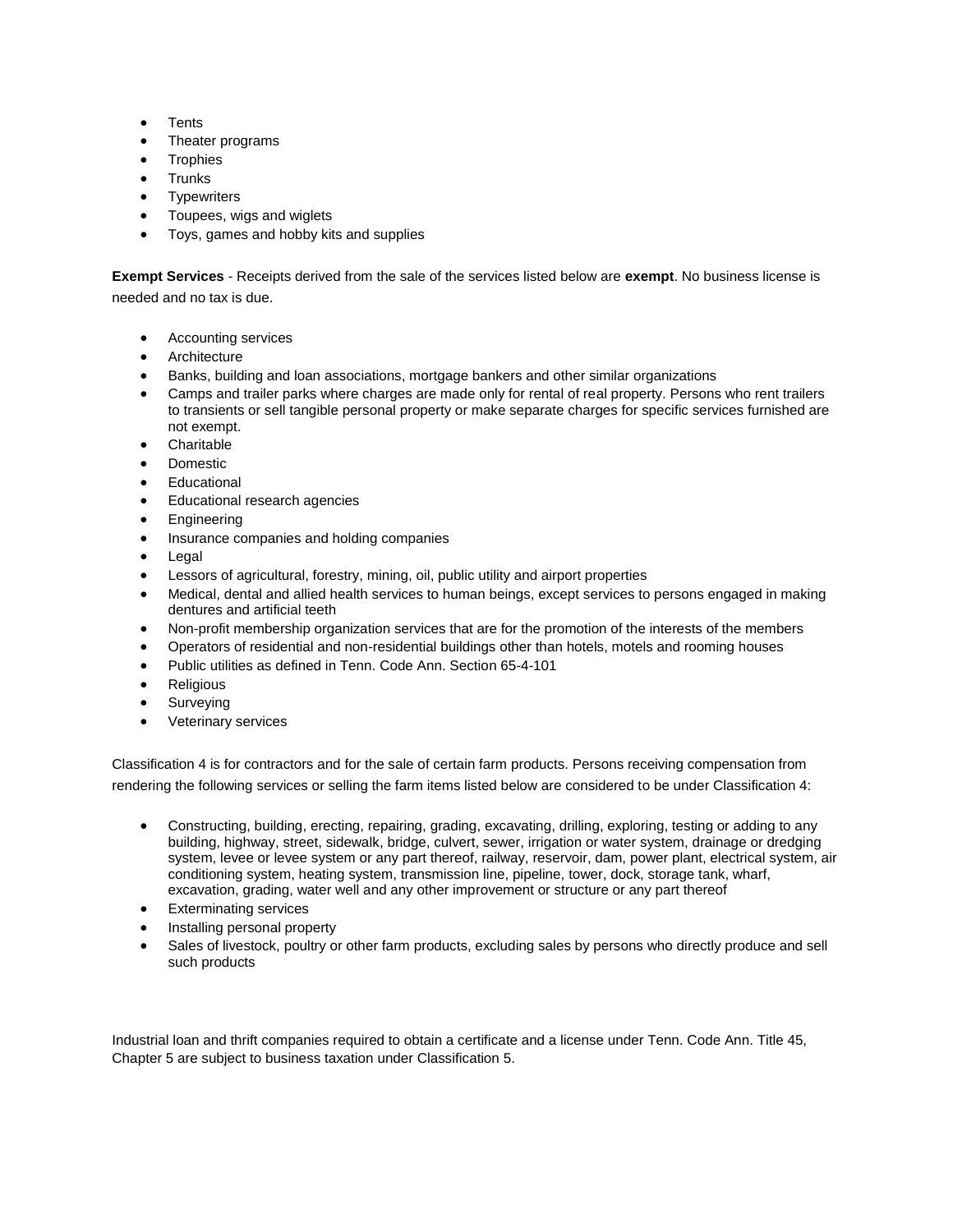- Tents
- Theater programs
- Trophies
- Trunks
- Typewriters
- Toupees, wigs and wiglets
- Toys, games and hobby kits and supplies

**Exempt Services** - Receipts derived from the sale of the services listed below are **exempt**. No business license is needed and no tax is due.

- Accounting services
- Architecture
- Banks, building and loan associations, mortgage bankers and other similar organizations
- Camps and trailer parks where charges are made only for rental of real property. Persons who rent trailers to transients or sell tangible personal property or make separate charges for specific services furnished are not exempt.
- Charitable
- Domestic
- Educational
- Educational research agencies
- Engineering
- Insurance companies and holding companies
- Legal
- Lessors of agricultural, forestry, mining, oil, public utility and airport properties
- Medical, dental and allied health services to human beings, except services to persons engaged in making dentures and artificial teeth
- Non-profit membership organization services that are for the promotion of the interests of the members
- Operators of residential and non-residential buildings other than hotels, motels and rooming houses
- Public utilities as defined in Tenn. Code Ann. Section 65-4-101
- Religious
- Surveying
- Veterinary services

Classification 4 is for contractors and for the sale of certain farm products. Persons receiving compensation from rendering the following services or selling the farm items listed below are considered to be under Classification 4:

- Constructing, building, erecting, repairing, grading, excavating, drilling, exploring, testing or adding to any building, highway, street, sidewalk, bridge, culvert, sewer, irrigation or water system, drainage or dredging system, levee or levee system or any part thereof, railway, reservoir, dam, power plant, electrical system, air conditioning system, heating system, transmission line, pipeline, tower, dock, storage tank, wharf, excavation, grading, water well and any other improvement or structure or any part thereof
- Exterminating services
- Installing personal property
- Sales of livestock, poultry or other farm products, excluding sales by persons who directly produce and sell such products

Industrial loan and thrift companies required to obtain a certificate and a license under Tenn. Code Ann. Title 45, Chapter 5 are subject to business taxation under Classification 5.